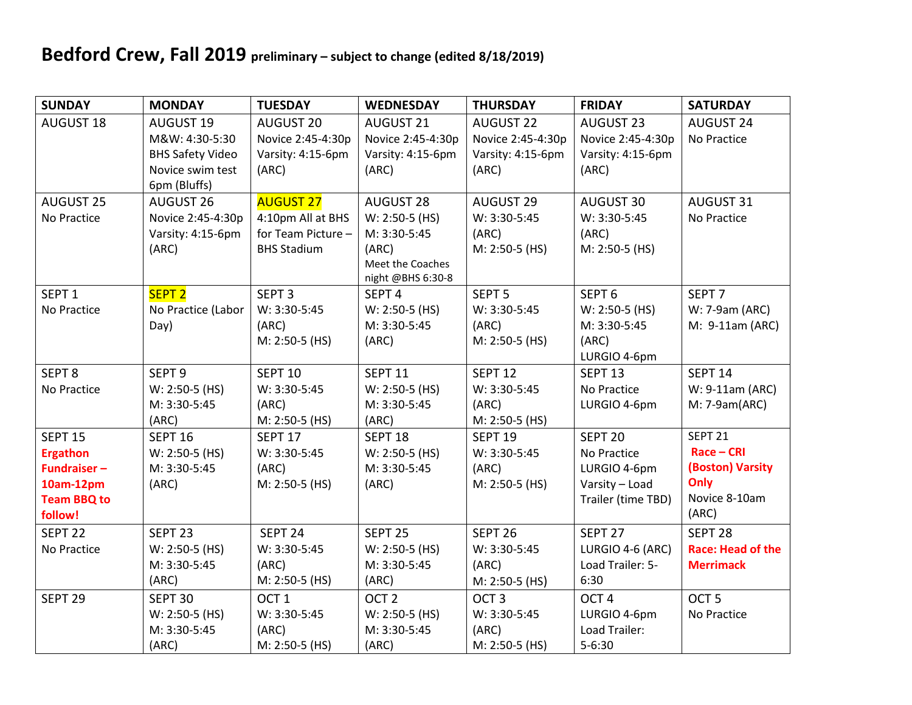# Bedford Crew, Fall 2019 **preliminary – subject to change (edited 8/18/2019)**

| SUNDAY | MONDAY | TUESDAY | WEDNESDAY | THURSDAY | FRIDAY | SATURDAY |
|---|---|---|---|---|---|---|
| AUGUST 18 | AUGUST 19<br>M&W: 4:30-5:30 BHS Safety Video<br>Novice swim test 6pm (Bluffs) | AUGUST 20<br>Novice 2:45-4:30p<br>Varsity: 4:15-6pm (ARC) | AUGUST 21<br>Novice 2:45-4:30p<br>Varsity: 4:15-6pm (ARC) | AUGUST 22<br>Novice 2:45-4:30p<br>Varsity: 4:15-6pm (ARC) | AUGUST 23<br>Novice 2:45-4:30p<br>Varsity: 4:15-6pm (ARC) | AUGUST 24<br>No Practice |
| AUGUST 25<br>No Practice | AUGUST 26<br>Novice 2:45-4:30p<br>Varsity: 4:15-6pm (ARC) | AUGUST 27<br>4:10pm All at BHS for Team Picture – BHS Stadium | AUGUST 28<br>W: 2:50-5 (HS)<br>M: 3:30-5:45 (ARC)<br>Meet the Coaches night @BHS 6:30-8 | AUGUST 29<br>W: 3:30-5:45 (ARC)<br>M: 2:50-5 (HS) | AUGUST 30<br>W: 3:30-5:45 (ARC)<br>M: 2:50-5 (HS) | AUGUST 31<br>No Practice |
| SEPT 1<br>No Practice | SEPT 2<br>No Practice (Labor Day) | SEPT 3<br>W: 3:30-5:45 (ARC)<br>M: 2:50-5 (HS) | SEPT 4<br>W: 2:50-5 (HS)<br>M: 3:30-5:45 (ARC) | SEPT 5<br>W: 3:30-5:45 (ARC)<br>M: 2:50-5 (HS) | SEPT 6<br>W: 2:50-5 (HS)<br>M: 3:30-5:45 (ARC)<br>LURGIO 4-6pm | SEPT 7<br>W: 7-9am (ARC)<br>M: 9-11am (ARC) |
| SEPT 8<br>No Practice | SEPT 9<br>W: 2:50-5 (HS)<br>M: 3:30-5:45 (ARC) | SEPT 10<br>W: 3:30-5:45 (ARC)<br>M: 2:50-5 (HS) | SEPT 11<br>W: 2:50-5 (HS)<br>M: 3:30-5:45 (ARC) | SEPT 12<br>W: 3:30-5:45 (ARC)<br>M: 2:50-5 (HS) | SEPT 13<br>No Practice<br>LURGIO 4-6pm | SEPT 14<br>W: 9-11am (ARC)<br>M: 7-9am(ARC) |
| SEPT 15<br>**Ergathon Fundraiser – 10am-12pm Team BBQ to follow!** | SEPT 16<br>W: 2:50-5 (HS)<br>M: 3:30-5:45 (ARC) | SEPT 17<br>W: 3:30-5:45 (ARC)<br>M: 2:50-5 (HS) | SEPT 18<br>W: 2:50-5 (HS)<br>M: 3:30-5:45 (ARC) | SEPT 19<br>W: 3:30-5:45 (ARC)<br>M: 2:50-5 (HS) | SEPT 20<br>No Practice<br>LURGIO 4-6pm<br>Varsity – Load Trailer (time TBD) | SEPT 21<br>**Race – CRI (Boston) Varsity Only**<br>Novice 8-10am (ARC) |
| SEPT 22<br>No Practice | SEPT 23<br>W: 2:50-5 (HS)<br>M: 3:30-5:45 (ARC) | SEPT 24<br>W: 3:30-5:45 (ARC)<br>M: 2:50-5 (HS) | SEPT 25<br>W: 2:50-5 (HS)<br>M: 3:30-5:45 (ARC) | SEPT 26<br>W: 3:30-5:45 (ARC)<br>M: 2:50-5 (HS) | SEPT 27<br>LURGIO 4-6 (ARC)<br>Load Trailer: 5-6:30 | SEPT 28<br>**Race: Head of the Merrimack** |
| SEPT 29 | SEPT 30<br>W: 2:50-5 (HS)<br>M: 3:30-5:45 (ARC) | OCT 1<br>W: 3:30-5:45 (ARC)<br>M: 2:50-5 (HS) | OCT 2<br>W: 2:50-5 (HS)<br>M: 3:30-5:45 (ARC) | OCT 3<br>W: 3:30-5:45 (ARC)<br>M: 2:50-5 (HS) | OCT 4<br>LURGIO 4-6pm<br>Load Trailer: 5-6:30 | OCT 5<br>No Practice |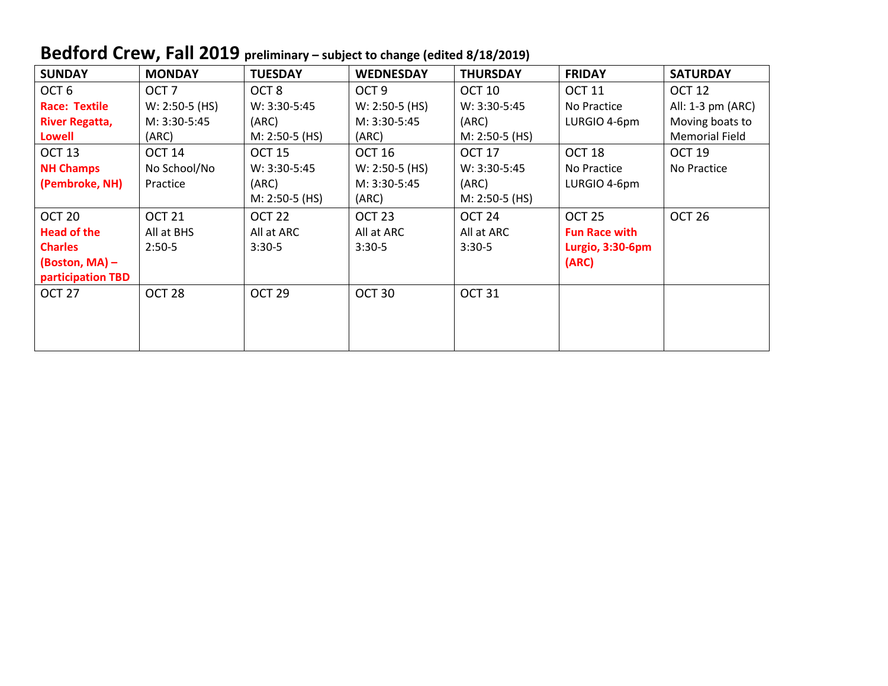# Bedford Crew, Fall 2019 preliminary – subject to change (edited 8/18/2019)

| SUNDAY | MONDAY | TUESDAY | WEDNESDAY | THURSDAY | FRIDAY | SATURDAY |
|---|---|---|---|---|---|---|
| OCT 6 **Race: Textile River Regatta, Lowell** | OCT 7 W: 2:50-5 (HS) M: 3:30-5:45 (ARC) | OCT 8 W: 3:30-5:45 (ARC) M: 2:50-5 (HS) | OCT 9 W: 2:50-5 (HS) M: 3:30-5:45 (ARC) | OCT 10 W: 3:30-5:45 (ARC) M: 2:50-5 (HS) | OCT 11 No Practice LURGIO 4-6pm | OCT 12 All: 1-3 pm (ARC) Moving boats to Memorial Field |
| OCT 13 **NH Champs (Pembroke, NH)** | OCT 14 No School/No Practice | OCT 15 W: 3:30-5:45 (ARC) M: 2:50-5 (HS) | OCT 16 W: 2:50-5 (HS) M: 3:30-5:45 (ARC) | OCT 17 W: 3:30-5:45 (ARC) M: 2:50-5 (HS) | OCT 18 No Practice LURGIO 4-6pm | OCT 19 No Practice |
| OCT 20 **Head of the Charles (Boston, MA) – participation TBD** | OCT 21 All at BHS 2:50-5 | OCT 22 All at ARC 3:30-5 | OCT 23 All at ARC 3:30-5 | OCT 24 All at ARC 3:30-5 | OCT 25 **Fun Race with Lurgio, 3:30-6pm (ARC)** | OCT 26 |
| OCT 27 | OCT 28 | OCT 29 | OCT 30 | OCT 31 | | |